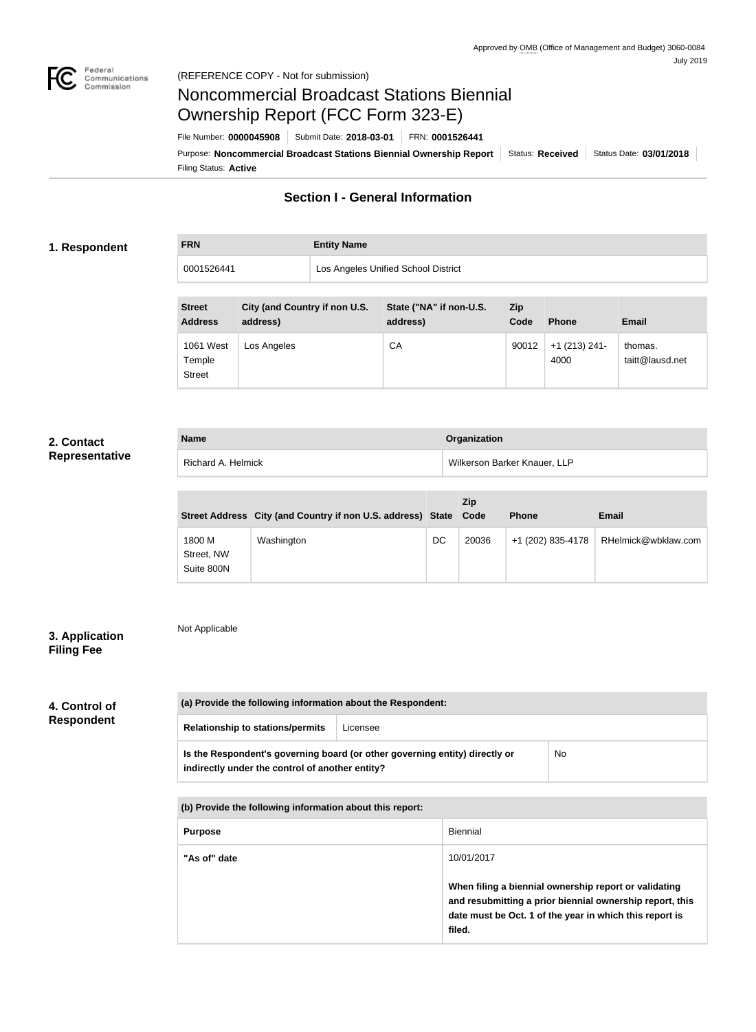Approved by OMB (Office of Management and Budget) 3060-0084
July 2019

(REFERENCE COPY - Not for submission)

# Noncommercial Broadcast Stations Biennial Ownership Report (FCC Form 323-E)

File Number: **0000045908** | Submit Date: **2018-03-01** | FRN: **0001526441**

Purpose: **Noncommercial Broadcast Stations Biennial Ownership Report** | Status: **Received** | Status Date: **03/01/2018**

Filing Status: **Active**

## Section I - General Information

### 1. Respondent

| FRN | Entity Name |
|---|---|
| 0001526441 | Los Angeles Unified School District |

| Street Address | City (and Country if non U.S. address) | State ("NA" if non-U.S. address) | Zip Code | Phone | Email |
|---|---|---|---|---|---|
| 1061 West Temple Street | Los Angeles | CA | 90012 | +1 (213) 241-4000 | thomas.taitt@lausd.net |

### 2. Contact Representative

| Name | Organization |
|---|---|
| Richard A. Helmick | Wilkerson Barker Knauer, LLP |

| Street Address | City (and Country if non U.S. address) | State | Zip Code | Phone | Email |
|---|---|---|---|---|---|
| 1800 M Street, NW Suite 800N | Washington | DC | 20036 | +1 (202) 835-4178 | RHelmick@wbklaw.com |

### 3. Application Filing Fee

Not Applicable

### 4. Control of Respondent

| (a) Provide the following information about the Respondent: | |
|---|---|
| Relationship to stations/permits | Licensee |
| Is the Respondent's governing board (or other governing entity) directly or indirectly under the control of another entity? | No |

| (b) Provide the following information about this report: | |
|---|---|
| Purpose | Biennial |
| "As of" date | 10/01/2017<br><br>**When filing a biennial ownership report or validating and resubmitting a prior biennial ownership report, this date must be Oct. 1 of the year in which this report is filed.** |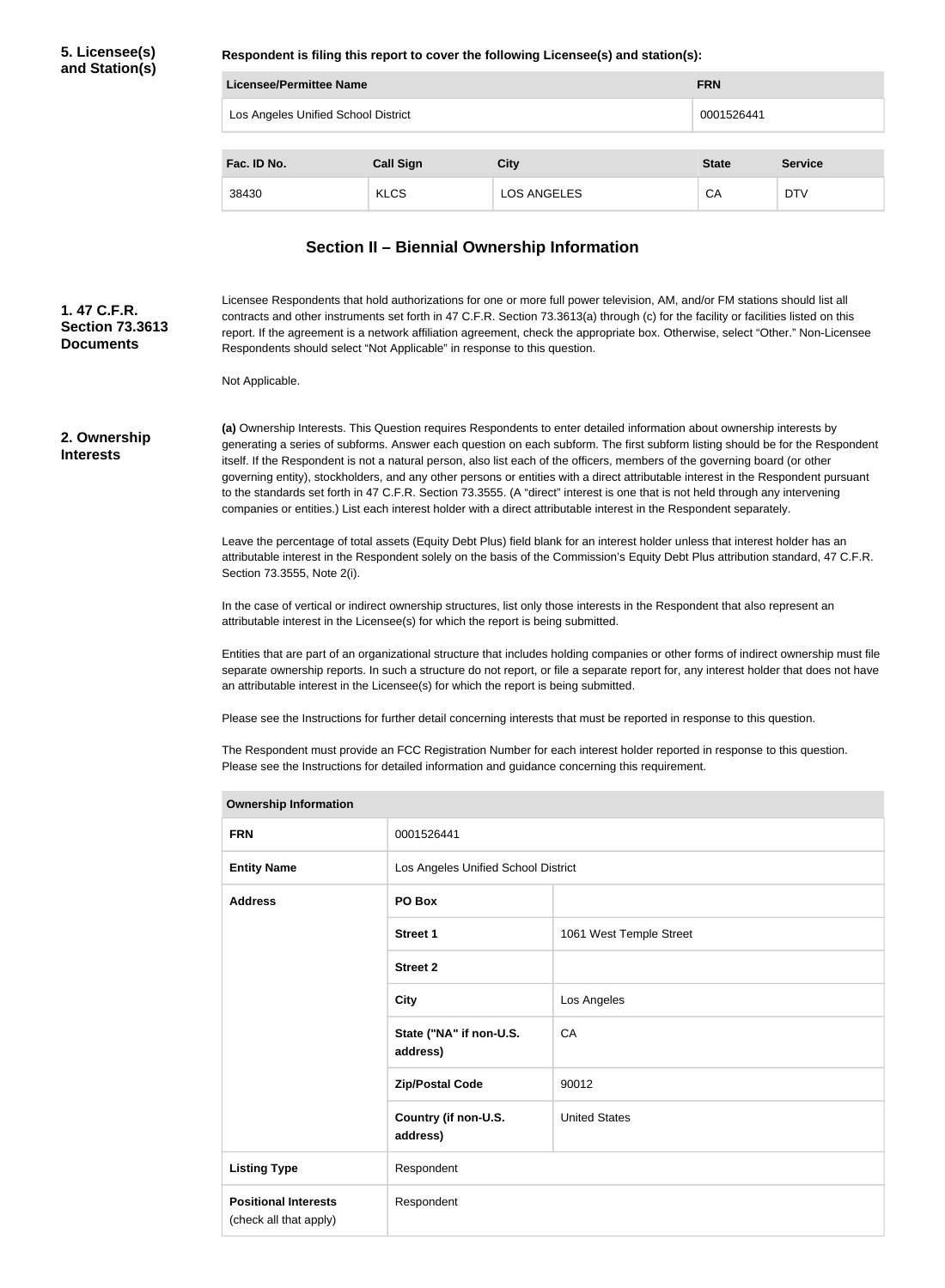**5. Licensee(s) and Station(s)**

**Respondent is filing this report to cover the following Licensee(s) and station(s):**

| Licensee/Permittee Name | FRN |
| --- | --- |
| Los Angeles Unified School District | 0001526441 |

| Fac. ID No. | Call Sign | City | State | Service |
| --- | --- | --- | --- | --- |
| 38430 | KLCS | LOS ANGELES | CA | DTV |

## Section II – Biennial Ownership Information

**1. 47 C.F.R. Section 73.3613 Documents**

Licensee Respondents that hold authorizations for one or more full power television, AM, and/or FM stations should list all contracts and other instruments set forth in 47 C.F.R. Section 73.3613(a) through (c) for the facility or facilities listed on this report. If the agreement is a network affiliation agreement, check the appropriate box. Otherwise, select "Other." Non-Licensee Respondents should select "Not Applicable" in response to this question.

Not Applicable.

**2. Ownership Interests**

**(a)** Ownership Interests. This Question requires Respondents to enter detailed information about ownership interests by generating a series of subforms. Answer each question on each subform. The first subform listing should be for the Respondent itself. If the Respondent is not a natural person, also list each of the officers, members of the governing board (or other governing entity), stockholders, and any other persons or entities with a direct attributable interest in the Respondent pursuant to the standards set forth in 47 C.F.R. Section 73.3555. (A "direct" interest is one that is not held through any intervening companies or entities.) List each interest holder with a direct attributable interest in the Respondent separately.

Leave the percentage of total assets (Equity Debt Plus) field blank for an interest holder unless that interest holder has an attributable interest in the Respondent solely on the basis of the Commission's Equity Debt Plus attribution standard, 47 C.F.R. Section 73.3555, Note 2(i).

In the case of vertical or indirect ownership structures, list only those interests in the Respondent that also represent an attributable interest in the Licensee(s) for which the report is being submitted.

Entities that are part of an organizational structure that includes holding companies or other forms of indirect ownership must file separate ownership reports. In such a structure do not report, or file a separate report for, any interest holder that does not have an attributable interest in the Licensee(s) for which the report is being submitted.

Please see the Instructions for further detail concerning interests that must be reported in response to this question.

The Respondent must provide an FCC Registration Number for each interest holder reported in response to this question. Please see the Instructions for detailed information and guidance concerning this requirement.

| Ownership Information | | |
| --- | --- | --- |
| **FRN** | 0001526441 | |
| **Entity Name** | Los Angeles Unified School District | |
| **Address** | **PO Box** | |
| | **Street 1** | 1061 West Temple Street |
| | **Street 2** | |
| | **City** | Los Angeles |
| | **State ("NA" if non-U.S. address)** | CA |
| | **Zip/Postal Code** | 90012 |
| | **Country (if non-U.S. address)** | United States |
| **Listing Type** | Respondent | |
| **Positional Interests** (check all that apply) | Respondent | |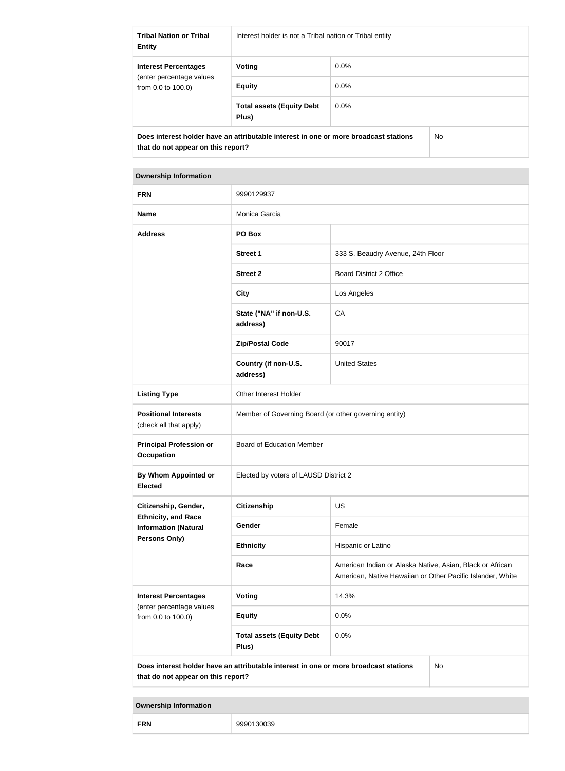| Tribal Nation or Tribal Entity | Interest holder is not a Tribal nation or Tribal entity | |
|---|---|---|
| Interest Percentages (enter percentage values from 0.0 to 100.0) | Voting | 0.0% |
| | Equity | 0.0% |
| | Total assets (Equity Debt Plus) | 0.0% |
| Does interest holder have an attributable interest in one or more broadcast stations that do not appear on this report? | | No |

| Ownership Information | | |
|---|---|---|
| FRN | 9990129937 | |
| Name | Monica Garcia | |
| Address | PO Box | |
| | Street 1 | 333 S. Beaudry Avenue, 24th Floor |
| | Street 2 | Board District 2 Office |
| | City | Los Angeles |
| | State ("NA" if non-U.S. address) | CA |
| | Zip/Postal Code | 90017 |
| | Country (if non-U.S. address) | United States |
| Listing Type | Other Interest Holder | |
| Positional Interests (check all that apply) | Member of Governing Board (or other governing entity) | |
| Principal Profession or Occupation | Board of Education Member | |
| By Whom Appointed or Elected | Elected by voters of LAUSD District 2 | |
| Citizenship, Gender, Ethnicity, and Race Information (Natural Persons Only) | Citizenship | US |
| | Gender | Female |
| | Ethnicity | Hispanic or Latino |
| | Race | American Indian or Alaska Native, Asian, Black or African American, Native Hawaiian or Other Pacific Islander, White |
| Interest Percentages (enter percentage values from 0.0 to 100.0) | Voting | 14.3% |
| | Equity | 0.0% |
| | Total assets (Equity Debt Plus) | 0.0% |
| Does interest holder have an attributable interest in one or more broadcast stations that do not appear on this report? | | No |

| Ownership Information | |
|---|---|
| FRN | 9990130039 |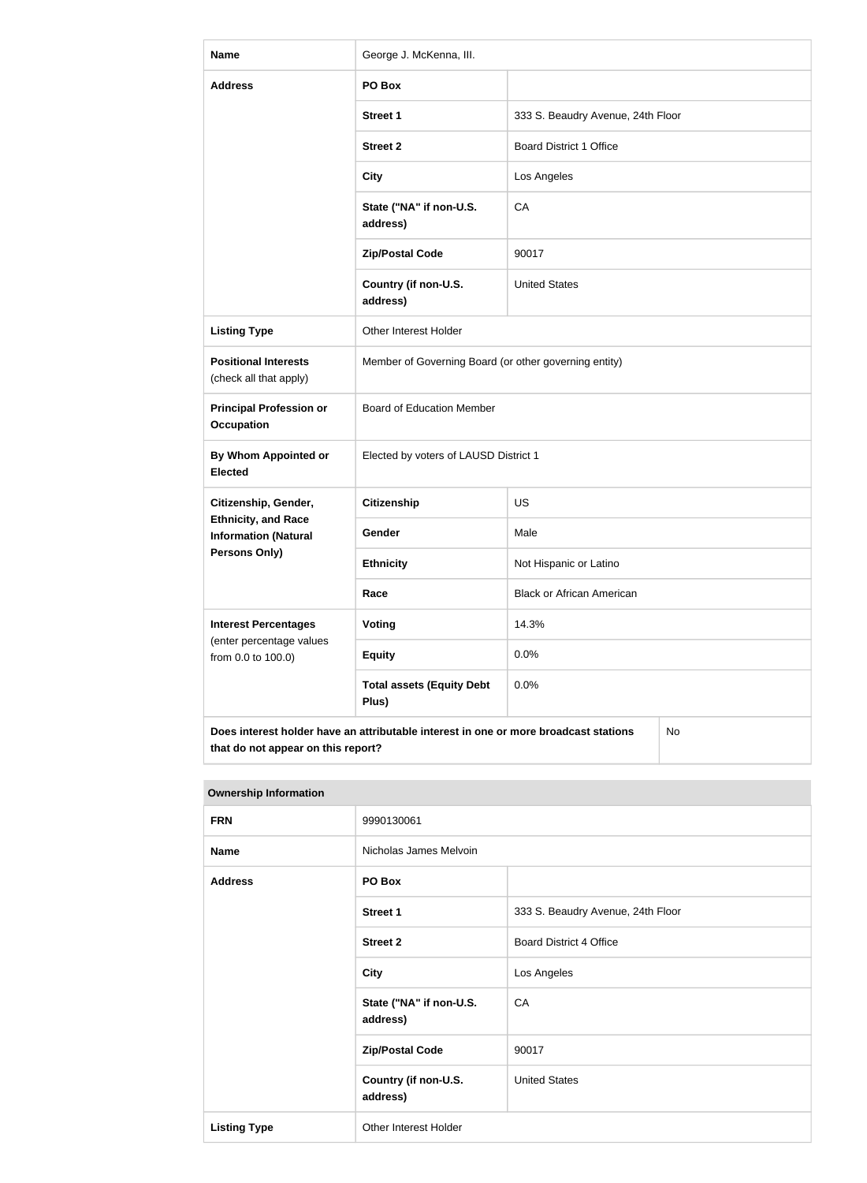| Name | George J. McKenna, III. | |
|---|---|---|
| Address | PO Box | |
| | Street 1 | 333 S. Beaudry Avenue, 24th Floor |
| | Street 2 | Board District 1 Office |
| | City | Los Angeles |
| | State ("NA" if non-U.S. address) | CA |
| | Zip/Postal Code | 90017 |
| | Country (if non-U.S. address) | United States |
| Listing Type | Other Interest Holder | |
| Positional Interests (check all that apply) | Member of Governing Board (or other governing entity) | |
| Principal Profession or Occupation | Board of Education Member | |
| By Whom Appointed or Elected | Elected by voters of LAUSD District 1 | |
| Citizenship, Gender, Ethnicity, and Race Information (Natural Persons Only) | Citizenship | US |
| | Gender | Male |
| | Ethnicity | Not Hispanic or Latino |
| | Race | Black or African American |
| Interest Percentages (enter percentage values from 0.0 to 100.0) | Voting | 14.3% |
| | Equity | 0.0% |
| | Total assets (Equity Debt Plus) | 0.0% |
| Does interest holder have an attributable interest in one or more broadcast stations that do not appear on this report? | | No |

| Ownership Information | | |
|---|---|---|
| FRN | 9990130061 | |
| Name | Nicholas James Melvoin | |
| Address | PO Box | |
| | Street 1 | 333 S. Beaudry Avenue, 24th Floor |
| | Street 2 | Board District 4 Office |
| | City | Los Angeles |
| | State ("NA" if non-U.S. address) | CA |
| | Zip/Postal Code | 90017 |
| | Country (if non-U.S. address) | United States |
| Listing Type | Other Interest Holder | |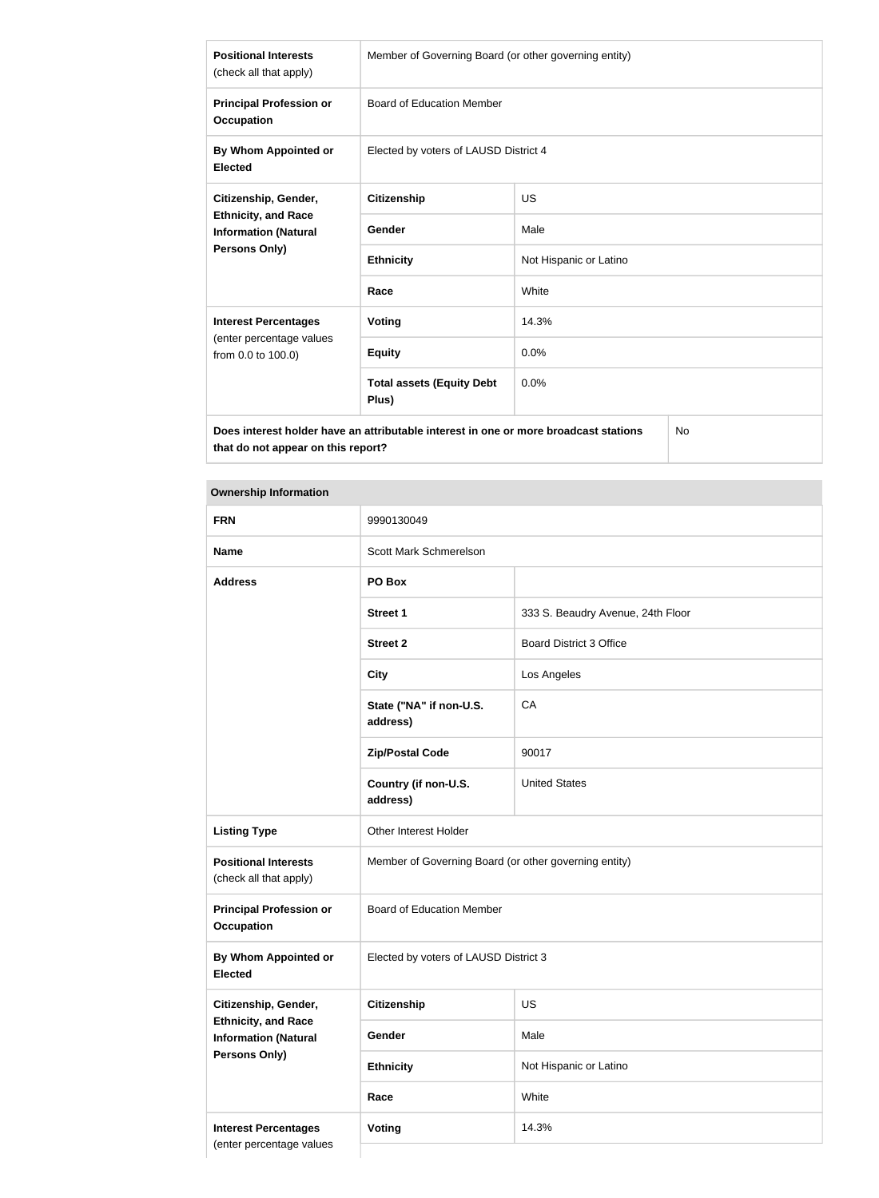| | | |
|---|---|---|
| **Positional Interests** (check all that apply) | Member of Governing Board (or other governing entity) | |
| **Principal Profession or Occupation** | Board of Education Member | |
| **By Whom Appointed or Elected** | Elected by voters of LAUSD District 4 | |
| **Citizenship, Gender, Ethnicity, and Race Information (Natural Persons Only)** | **Citizenship** | US |
| | **Gender** | Male |
| | **Ethnicity** | Not Hispanic or Latino |
| | **Race** | White |
| **Interest Percentages** (enter percentage values from 0.0 to 100.0) | **Voting** | 14.3% |
| | **Equity** | 0.0% |
| | **Total assets (Equity Debt Plus)** | 0.0% |
| **Does interest holder have an attributable interest in one or more broadcast stations that do not appear on this report?** | | No |

| **Ownership Information** | | |
|---|---|---|
| **FRN** | 9990130049 | |
| **Name** | Scott Mark Schmerelson | |
| **Address** | **PO Box** | |
| | **Street 1** | 333 S. Beaudry Avenue, 24th Floor |
| | **Street 2** | Board District 3 Office |
| | **City** | Los Angeles |
| | **State ("NA" if non-U.S. address)** | CA |
| | **Zip/Postal Code** | 90017 |
| | **Country (if non-U.S. address)** | United States |
| **Listing Type** | Other Interest Holder | |
| **Positional Interests** (check all that apply) | Member of Governing Board (or other governing entity) | |
| **Principal Profession or Occupation** | Board of Education Member | |
| **By Whom Appointed or Elected** | Elected by voters of LAUSD District 3 | |
| **Citizenship, Gender, Ethnicity, and Race Information (Natural Persons Only)** | **Citizenship** | US |
| | **Gender** | Male |
| | **Ethnicity** | Not Hispanic or Latino |
| | **Race** | White |
| **Interest Percentages** (enter percentage values | **Voting** | 14.3% |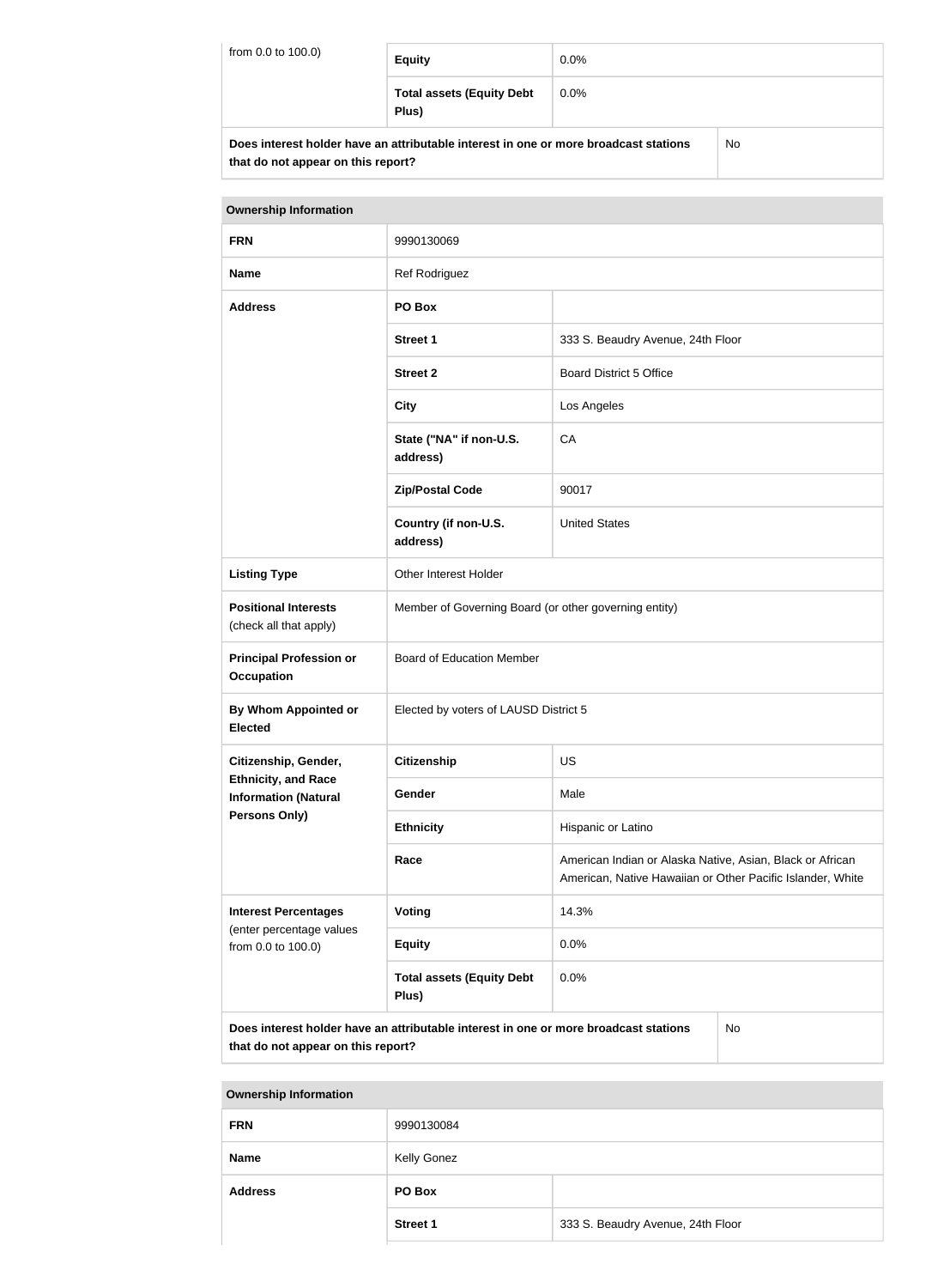| from 0.0 to 100.0) | Equity | 0.0% |
| --- | --- | --- |
| | Total assets (Equity Debt Plus) | 0.0% |

| Does interest holder have an attributable interest in one or more broadcast stations that do not appear on this report? | No |
| --- | --- |

| Ownership Information | | |
| --- | --- | --- |
| **FRN** | 9990130069 | |
| **Name** | Ref Rodriguez | |
| **Address** | PO Box | |
| | Street 1 | 333 S. Beaudry Avenue, 24th Floor |
| | Street 2 | Board District 5 Office |
| | City | Los Angeles |
| | State ("NA" if non-U.S. address) | CA |
| | Zip/Postal Code | 90017 |
| | Country (if non-U.S. address) | United States |
| **Listing Type** | Other Interest Holder | |
| **Positional Interests** (check all that apply) | Member of Governing Board (or other governing entity) | |
| **Principal Profession or Occupation** | Board of Education Member | |
| **By Whom Appointed or Elected** | Elected by voters of LAUSD District 5 | |
| **Citizenship, Gender, Ethnicity, and Race Information (Natural Persons Only)** | Citizenship | US |
| | Gender | Male |
| | Ethnicity | Hispanic or Latino |
| | Race | American Indian or Alaska Native, Asian, Black or African American, Native Hawaiian or Other Pacific Islander, White |
| **Interest Percentages** (enter percentage values from 0.0 to 100.0) | Voting | 14.3% |
| | Equity | 0.0% |
| | Total assets (Equity Debt Plus) | 0.0% |
| **Does interest holder have an attributable interest in one or more broadcast stations that do not appear on this report?** | | No |

| Ownership Information | | |
| --- | --- | --- |
| **FRN** | 9990130084 | |
| **Name** | Kelly Gonez | |
| **Address** | PO Box | |
| | Street 1 | 333 S. Beaudry Avenue, 24th Floor |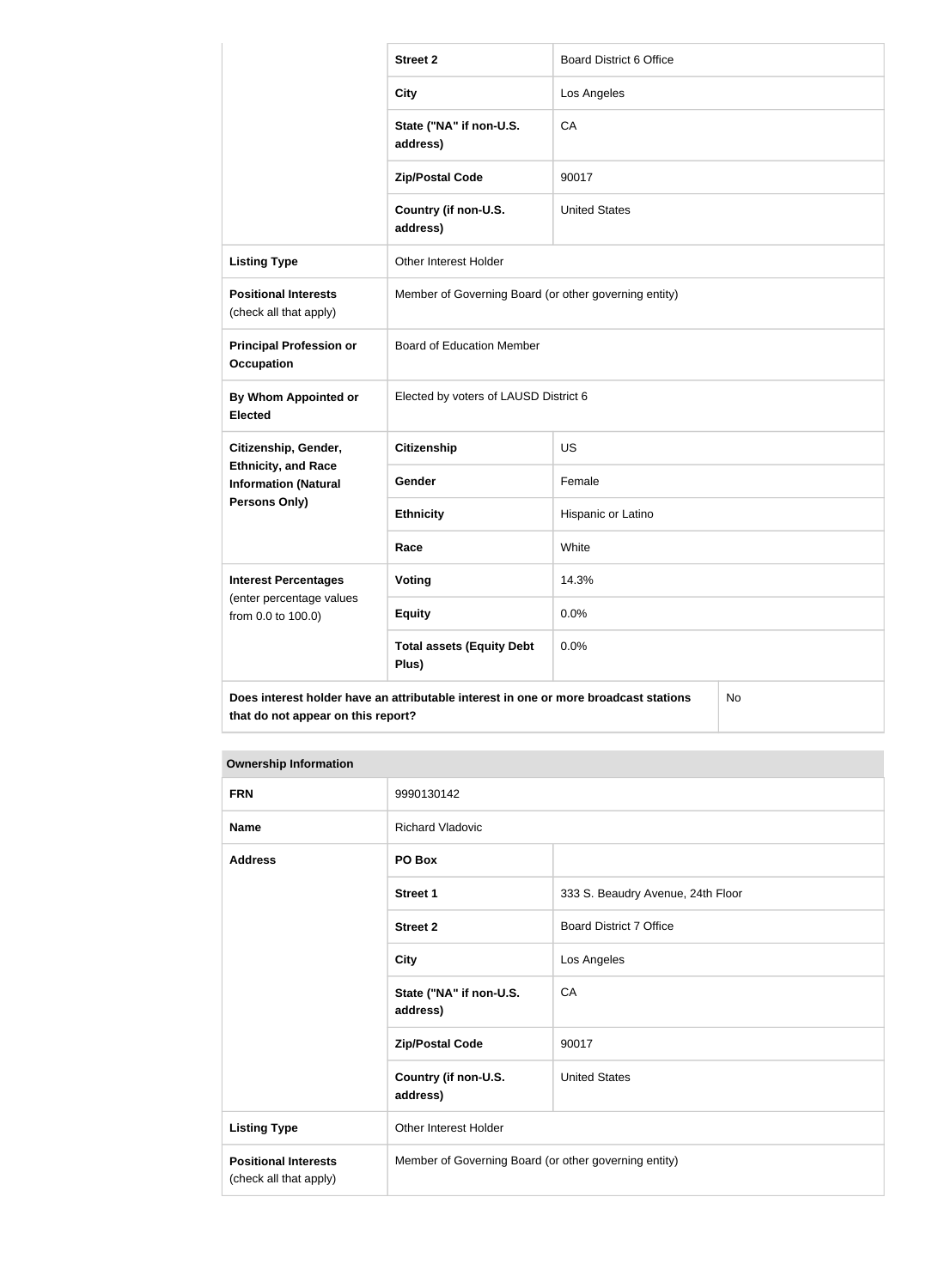| | | |
|---|---|---|
| | **Street 2** | Board District 6 Office |
| | **City** | Los Angeles |
| | **State ("NA" if non-U.S. address)** | CA |
| | **Zip/Postal Code** | 90017 |
| | **Country (if non-U.S. address)** | United States |
| **Listing Type** | Other Interest Holder | |
| **Positional Interests** (check all that apply) | Member of Governing Board (or other governing entity) | |
| **Principal Profession or Occupation** | Board of Education Member | |
| **By Whom Appointed or Elected** | Elected by voters of LAUSD District 6 | |
| **Citizenship, Gender, Ethnicity, and Race Information (Natural Persons Only)** | **Citizenship** | US |
| | **Gender** | Female |
| | **Ethnicity** | Hispanic or Latino |
| | **Race** | White |
| **Interest Percentages** (enter percentage values from 0.0 to 100.0) | **Voting** | 14.3% |
| | **Equity** | 0.0% |
| | **Total assets (Equity Debt Plus)** | 0.0% |
| **Does interest holder have an attributable interest in one or more broadcast stations that do not appear on this report?** | | No |

| **Ownership Information** | | |
|---|---|---|
| **FRN** | 9990130142 | |
| **Name** | Richard Vladovic | |
| **Address** | **PO Box** | |
| | **Street 1** | 333 S. Beaudry Avenue, 24th Floor |
| | **Street 2** | Board District 7 Office |
| | **City** | Los Angeles |
| | **State ("NA" if non-U.S. address)** | CA |
| | **Zip/Postal Code** | 90017 |
| | **Country (if non-U.S. address)** | United States |
| **Listing Type** | Other Interest Holder | |
| **Positional Interests** (check all that apply) | Member of Governing Board (or other governing entity) | |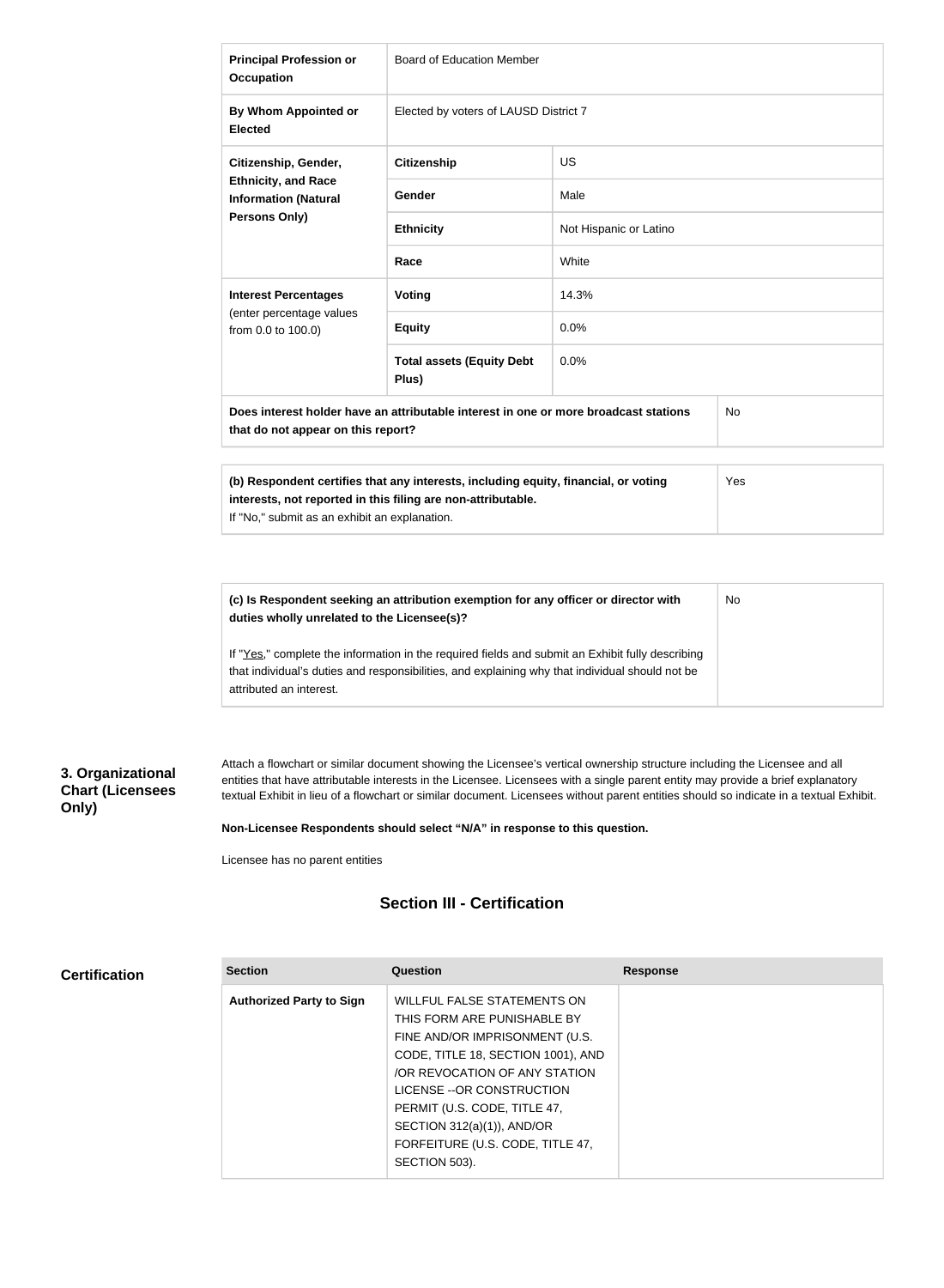| | | |
|---|---|---|
| **Principal Profession or Occupation** | Board of Education Member | |
| **By Whom Appointed or Elected** | Elected by voters of LAUSD District 7 | |
| **Citizenship, Gender, Ethnicity, and Race Information (Natural Persons Only)** | **Citizenship** | US |
| | **Gender** | Male |
| | **Ethnicity** | Not Hispanic or Latino |
| | **Race** | White |
| **Interest Percentages** (enter percentage values from 0.0 to 100.0) | **Voting** | 14.3% |
| | **Equity** | 0.0% |
| | **Total assets (Equity Debt Plus)** | 0.0% |
| **Does interest holder have an attributable interest in one or more broadcast stations that do not appear on this report?** | | No |

| | |
|---|---|
| **(b) Respondent certifies that any interests, including equity, financial, or voting interests, not reported in this filing are non-attributable.** If "No," submit as an exhibit an explanation. | Yes |

| | |
|---|---|
| **(c) Is Respondent seeking an attribution exemption for any officer or director with duties wholly unrelated to the Licensee(s)?** If "Yes," complete the information in the required fields and submit an Exhibit fully describing that individual's duties and responsibilities, and explaining why that individual should not be attributed an interest. | No |

**3. Organizational Chart (Licensees Only)**

Attach a flowchart or similar document showing the Licensee's vertical ownership structure including the Licensee and all entities that have attributable interests in the Licensee. Licensees with a single parent entity may provide a brief explanatory textual Exhibit in lieu of a flowchart or similar document. Licensees without parent entities should so indicate in a textual Exhibit.

**Non-Licensee Respondents should select "N/A" in response to this question.**

Licensee has no parent entities

## Section III - Certification

**Certification**

| Section | Question | Response |
|---|---|---|
| **Authorized Party to Sign** | WILLFUL FALSE STATEMENTS ON THIS FORM ARE PUNISHABLE BY FINE AND/OR IMPRISONMENT (U.S. CODE, TITLE 18, SECTION 1001), AND /OR REVOCATION OF ANY STATION LICENSE --OR CONSTRUCTION PERMIT (U.S. CODE, TITLE 47, SECTION 312(a)(1)), AND/OR FORFEITURE (U.S. CODE, TITLE 47, SECTION 503). | |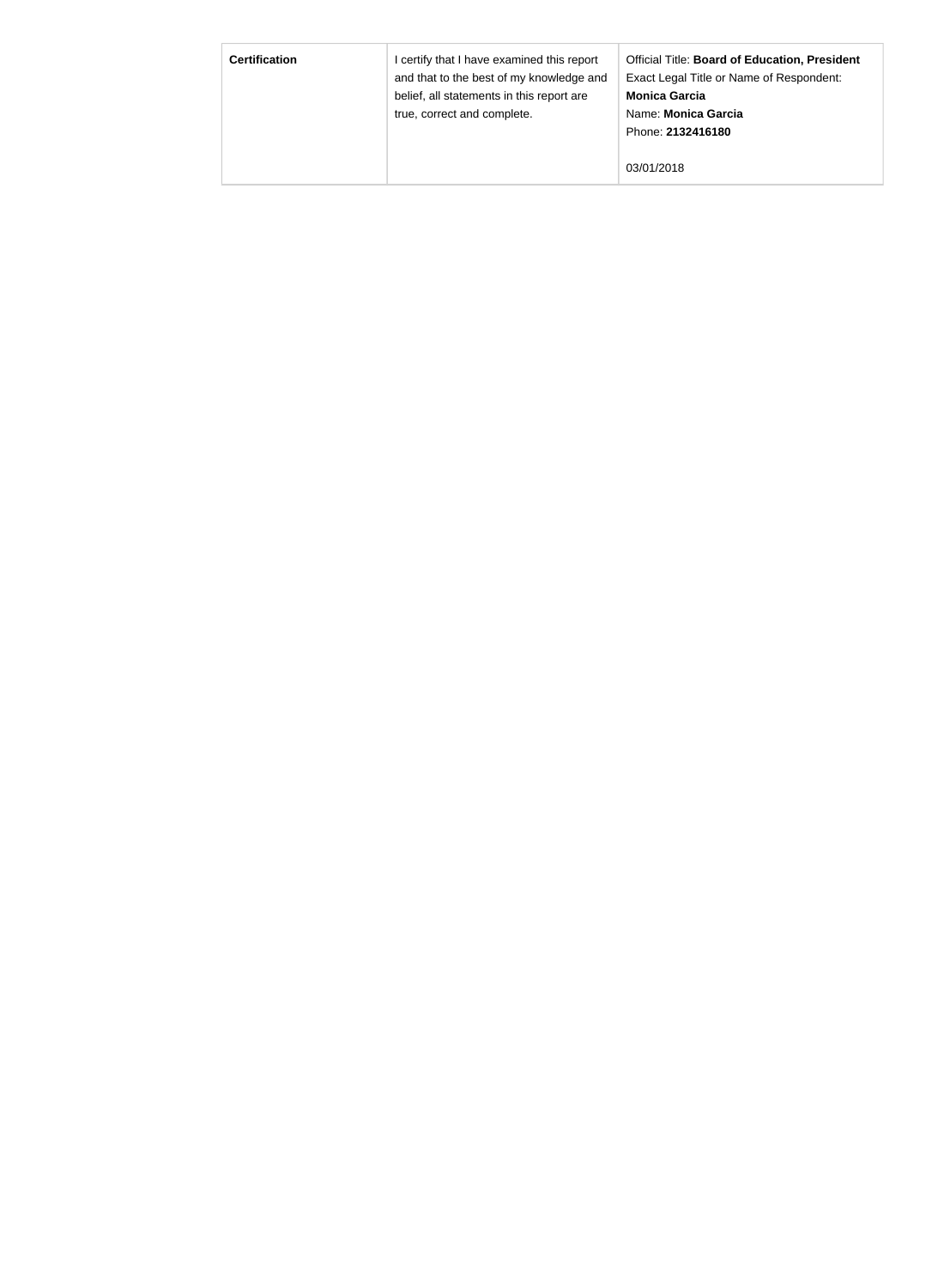| | | |
|---|---|---|
| **Certification** | I certify that I have examined this report and that to the best of my knowledge and belief, all statements in this report are true, correct and complete. | Official Title: **Board of Education, President**<br>Exact Legal Title or Name of Respondent: **Monica Garcia**<br>Name: **Monica Garcia**<br>Phone: **2132416180**<br><br>03/01/2018 |